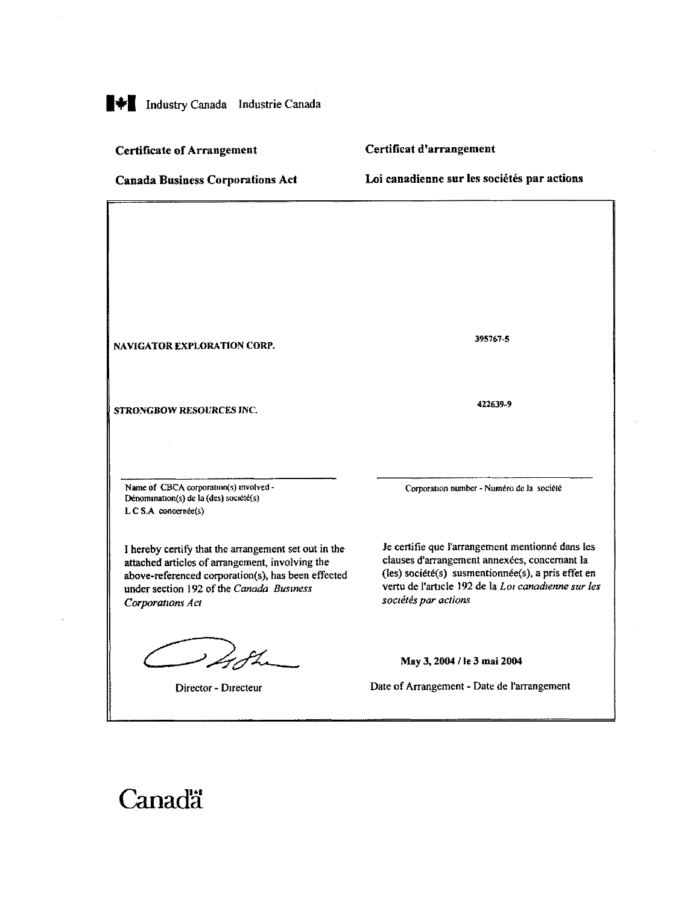Industry Canada Industrie Canada

**Certificate of Arrangement** | **Certificat d'arrangement**

**Canada Business Corporations Act** | **Loi canadienne sur les sociétés par actions**

| Name of CBCA corporation(s) involved - Dénomination(s) de la (des) société(s) L C S.A concernée(s) | Corporation number - Numéro de la société |
|---|---|
| NAVIGATOR EXPLORATION CORP. | 395767-5 |
| STRONGBOW RESOURCES INC. | 422639-9 |

I hereby certify that the arrangement set out in the attached articles of arrangement, involving the above-referenced corporation(s), has been effected under section 192 of the *Canada Business Corporations Act*

Je certifie que l'arrangement mentionné dans les clauses d'arrangement annexées, concernant la (les) société(s) susmentionnée(s), a pris effet en vertu de l'article 192 de la *Loi canadienne sur les sociétés par actions*

Director - Directeur

**May 3, 2004 / le 3 mai 2004**

Date of Arrangement - Date de l'arrangement

Canada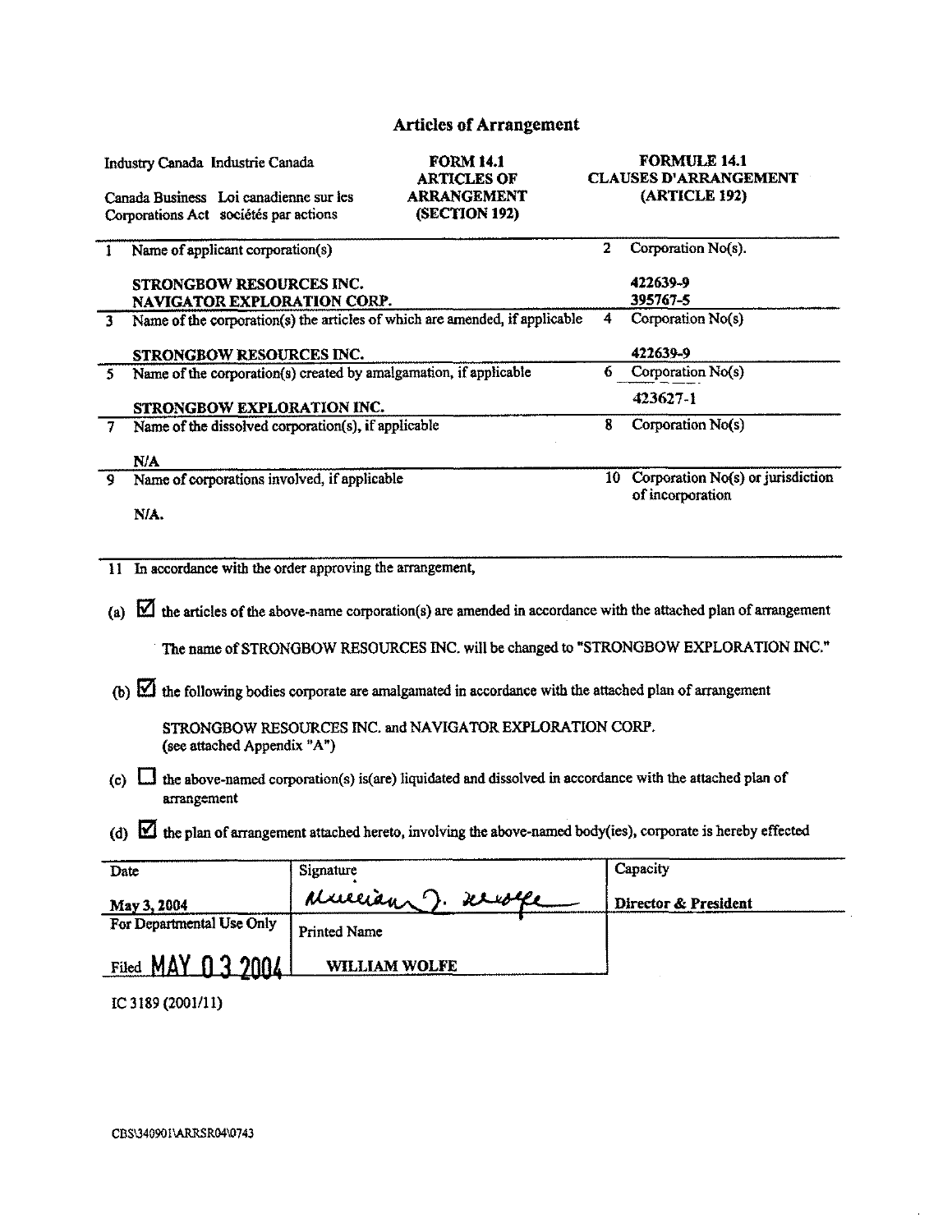# Articles of Arrangement

| Industry Canada Industrie Canada<br><br>Canada Business Loi canadienne sur les<br>Corporations Act sociétés par actions | **FORM 14.1**<br>**ARTICLES OF**<br>**ARRANGEMENT**<br>**(SECTION 192)** | **FORMULE 14.1**<br>**CLAUSES D'ARRANGEMENT**<br>**(ARTICLE 192)** |
|---|---|---|

| | | | |
|---|---|---|---|
| 1 | Name of applicant corporation(s)<br><br>**STRONGBOW RESOURCES INC.**<br>**NAVIGATOR EXPLORATION CORP.** | 2 | Corporation No(s).<br><br>**422639-9**<br>**395767-5** |
| 3 | Name of the corporation(s) the articles of which are amended, if applicable<br><br>**STRONGBOW RESOURCES INC.** | 4 | Corporation No(s)<br><br>**422639-9** |
| 5 | Name of the corporation(s) created by amalgamation, if applicable<br><br>**STRONGBOW EXPLORATION INC.** | 6 | Corporation No(s)<br><br>423627-1 |
| 7 | Name of the dissolved corporation(s), if applicable<br><br>**N/A** | 8 | Corporation No(s) |
| 9 | Name of corporations involved, if applicable<br><br>**N/A.** | 10 | Corporation No(s) or jurisdiction of incorporation |

11 In accordance with the order approving the arrangement,

(a) ☑ the articles of the above-name corporation(s) are amended in accordance with the attached plan of arrangement

The name of STRONGBOW RESOURCES INC. will be changed to "STRONGBOW EXPLORATION INC."

(b) ☑ the following bodies corporate are amalgamated in accordance with the attached plan of arrangement

STRONGBOW RESOURCES INC. and NAVIGATOR EXPLORATION CORP.
(see attached Appendix "A")

(c) ☐ the above-named corporation(s) is(are) liquidated and dissolved in accordance with the attached plan of arrangement

(d) ☑ the plan of arrangement attached hereto, involving the above-named body(ies), corporate is hereby effected

| Date | Signature | Capacity |
|---|---|---|
| **May 3, 2004** | William J. Wolfe | **Director & President** |
| For Departmental Use Only<br><br>Filed MAY 03 2004 | Printed Name<br><br>**WILLIAM WOLFE** | |

IC 3189 (2001/11)

CBS\340901\ARRSR04\0743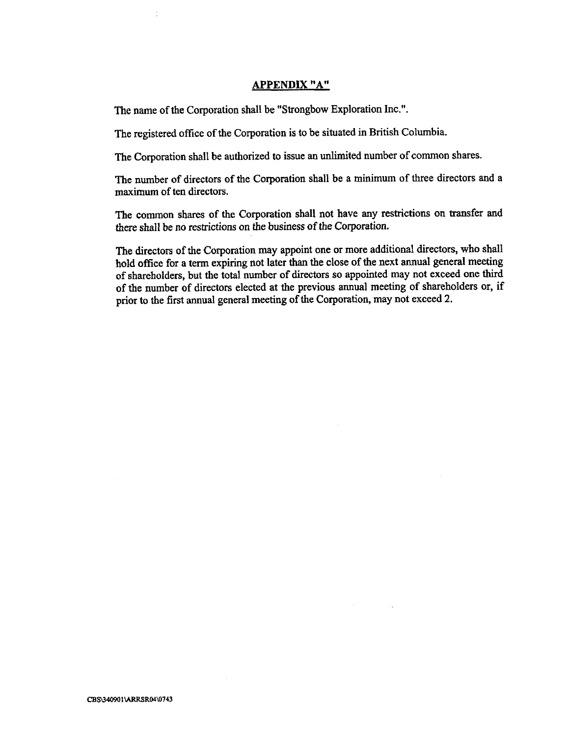## APPENDIX "A"

The name of the Corporation shall be "Strongbow Exploration Inc.".

The registered office of the Corporation is to be situated in British Columbia.

The Corporation shall be authorized to issue an unlimited number of common shares.

The number of directors of the Corporation shall be a minimum of three directors and a maximum of ten directors.

The common shares of the Corporation shall not have any restrictions on transfer and there shall be no restrictions on the business of the Corporation.

The directors of the Corporation may appoint one or more additional directors, who shall hold office for a term expiring not later than the close of the next annual general meeting of shareholders, but the total number of directors so appointed may not exceed one third of the number of directors elected at the previous annual meeting of shareholders or, if prior to the first annual general meeting of the Corporation, may not exceed 2.

CBS\340901\ARRSR04\0743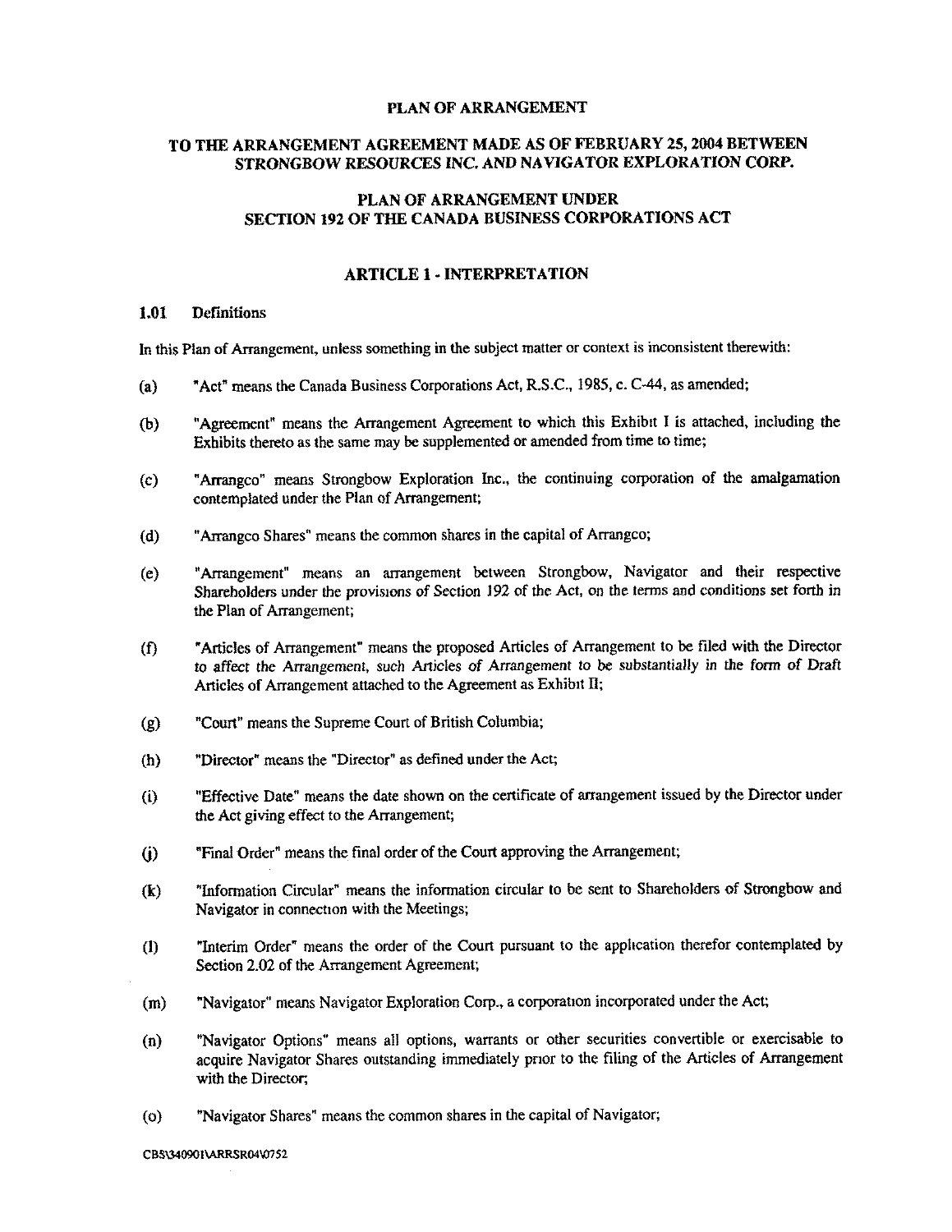# PLAN OF ARRANGEMENT

## TO THE ARRANGEMENT AGREEMENT MADE AS OF FEBRUARY 25, 2004 BETWEEN STRONGBOW RESOURCES INC. AND NAVIGATOR EXPLORATION CORP.

## PLAN OF ARRANGEMENT UNDER SECTION 192 OF THE CANADA BUSINESS CORPORATIONS ACT

## ARTICLE 1 - INTERPRETATION

### 1.01 Definitions

In this Plan of Arrangement, unless something in the subject matter or context is inconsistent therewith:

(a) "Act" means the Canada Business Corporations Act, R.S.C., 1985, c. C-44, as amended;

(b) "Agreement" means the Arrangement Agreement to which this Exhibit I is attached, including the Exhibits thereto as the same may be supplemented or amended from time to time;

(c) "Arrangco" means Strongbow Exploration Inc., the continuing corporation of the amalgamation contemplated under the Plan of Arrangement;

(d) "Arrangco Shares" means the common shares in the capital of Arrangco;

(e) "Arrangement" means an arrangement between Strongbow, Navigator and their respective Shareholders under the provisions of Section 192 of the Act, on the terms and conditions set forth in the Plan of Arrangement;

(f) "Articles of Arrangement" means the proposed Articles of Arrangement to be filed with the Director to affect the Arrangement, such Articles of Arrangement to be substantially in the form of Draft Articles of Arrangement attached to the Agreement as Exhibit II;

(g) "Court" means the Supreme Court of British Columbia;

(h) "Director" means the "Director" as defined under the Act;

(i) "Effective Date" means the date shown on the certificate of arrangement issued by the Director under the Act giving effect to the Arrangement;

(j) "Final Order" means the final order of the Court approving the Arrangement;

(k) "Information Circular" means the information circular to be sent to Shareholders of Strongbow and Navigator in connection with the Meetings;

(l) "Interim Order" means the order of the Court pursuant to the application therefor contemplated by Section 2.02 of the Arrangement Agreement;

(m) "Navigator" means Navigator Exploration Corp., a corporation incorporated under the Act;

(n) "Navigator Options" means all options, warrants or other securities convertible or exercisable to acquire Navigator Shares outstanding immediately prior to the filing of the Articles of Arrangement with the Director;

(o) "Navigator Shares" means the common shares in the capital of Navigator;

CBS\340901\ARRSR04\0752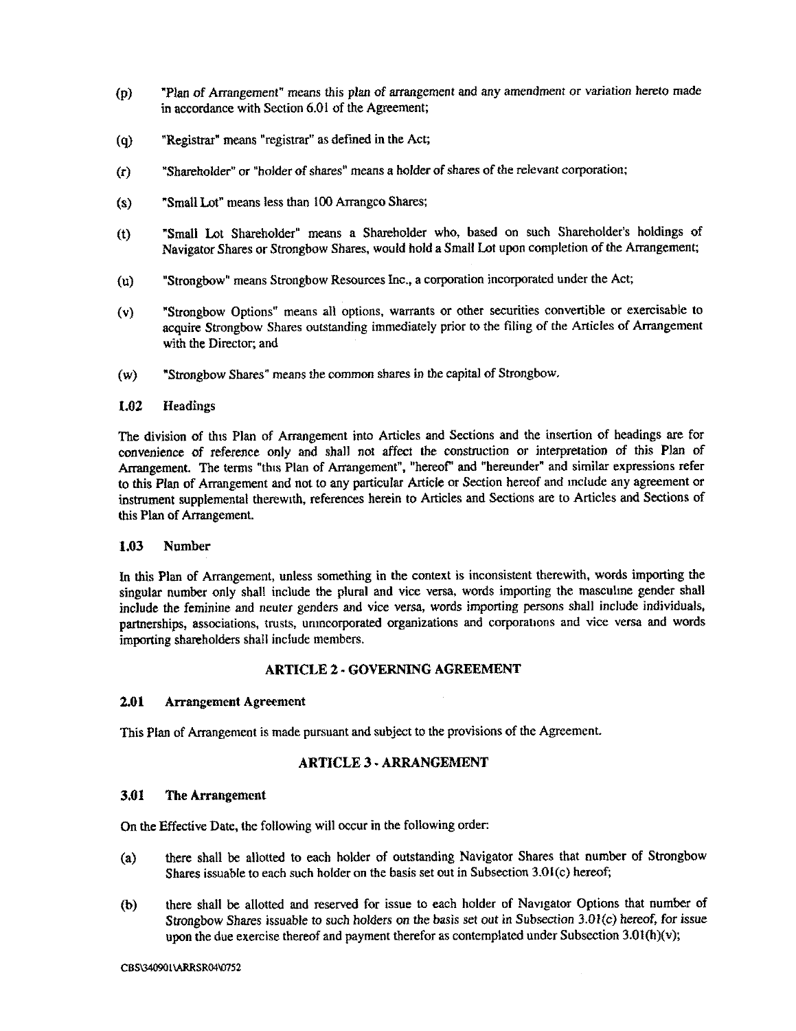(p) "Plan of Arrangement" means this plan of arrangement and any amendment or variation hereto made in accordance with Section 6.01 of the Agreement;

(q) "Registrar" means "registrar" as defined in the Act;

(r) "Shareholder" or "holder of shares" means a holder of shares of the relevant corporation;

(s) "Small Lot" means less than 100 Arrangco Shares;

(t) "Small Lot Shareholder" means a Shareholder who, based on such Shareholder's holdings of Navigator Shares or Strongbow Shares, would hold a Small Lot upon completion of the Arrangement;

(u) "Strongbow" means Strongbow Resources Inc., a corporation incorporated under the Act;

(v) "Strongbow Options" means all options, warrants or other securities convertible or exercisable to acquire Strongbow Shares outstanding immediately prior to the filing of the Articles of Arrangement with the Director; and

(w) "Strongbow Shares" means the common shares in the capital of Strongbow.

### 1.02 Headings

The division of this Plan of Arrangement into Articles and Sections and the insertion of headings are for convenience of reference only and shall not affect the construction or interpretation of this Plan of Arrangement. The terms "this Plan of Arrangement", "hereof" and "hereunder" and similar expressions refer to this Plan of Arrangement and not to any particular Article or Section hereof and include any agreement or instrument supplemental therewith, references herein to Articles and Sections are to Articles and Sections of this Plan of Arrangement.

### 1.03 Number

In this Plan of Arrangement, unless something in the context is inconsistent therewith, words importing the singular number only shall include the plural and vice versa, words importing the masculine gender shall include the feminine and neuter genders and vice versa, words importing persons shall include individuals, partnerships, associations, trusts, unincorporated organizations and corporations and vice versa and words importing shareholders shall include members.

## ARTICLE 2 - GOVERNING AGREEMENT

### 2.01 Arrangement Agreement

This Plan of Arrangement is made pursuant and subject to the provisions of the Agreement.

## ARTICLE 3 - ARRANGEMENT

### 3.01 The Arrangement

On the Effective Date, the following will occur in the following order:

(a) there shall be allotted to each holder of outstanding Navigator Shares that number of Strongbow Shares issuable to each such holder on the basis set out in Subsection 3.01(c) hereof;

(b) there shall be allotted and reserved for issue to each holder of Navigator Options that number of Strongbow Shares issuable to such holders on the basis set out in Subsection 3.01(c) hereof, for issue upon the due exercise thereof and payment therefor as contemplated under Subsection 3.01(h)(v);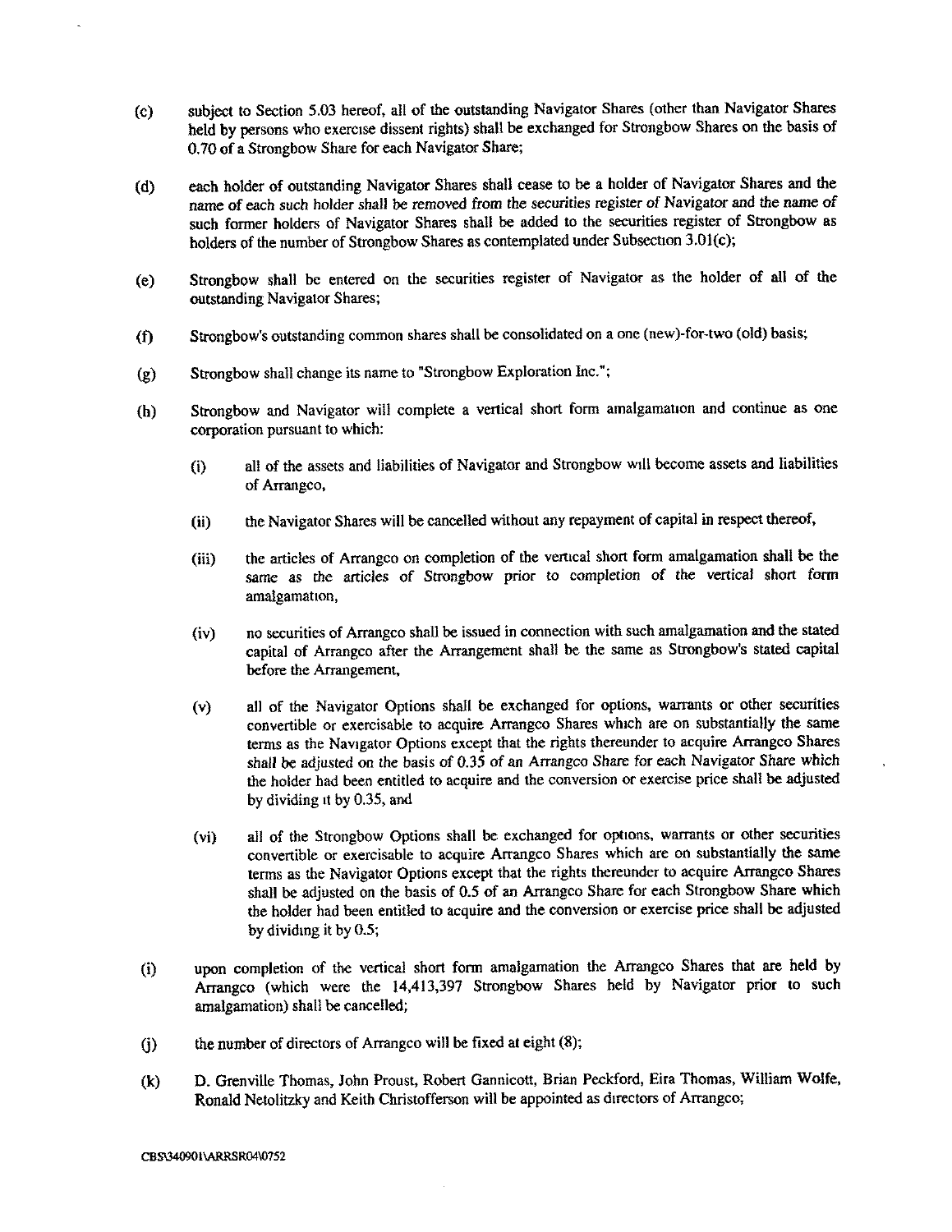(c) subject to Section 5.03 hereof, all of the outstanding Navigator Shares (other than Navigator Shares held by persons who exercise dissent rights) shall be exchanged for Strongbow Shares on the basis of 0.70 of a Strongbow Share for each Navigator Share;

(d) each holder of outstanding Navigator Shares shall cease to be a holder of Navigator Shares and the name of each such holder shall be removed from the securities register of Navigator and the name of such former holders of Navigator Shares shall be added to the securities register of Strongbow as holders of the number of Strongbow Shares as contemplated under Subsection 3.01(c);

(e) Strongbow shall be entered on the securities register of Navigator as the holder of all of the outstanding Navigator Shares;

(f) Strongbow's outstanding common shares shall be consolidated on a one (new)-for-two (old) basis;

(g) Strongbow shall change its name to "Strongbow Exploration Inc.";

(h) Strongbow and Navigator will complete a vertical short form amalgamation and continue as one corporation pursuant to which:

  (i) all of the assets and liabilities of Navigator and Strongbow will become assets and liabilities of Arrangco,

  (ii) the Navigator Shares will be cancelled without any repayment of capital in respect thereof,

  (iii) the articles of Arrangco on completion of the vertical short form amalgamation shall be the same as the articles of Strongbow prior to completion of the vertical short form amalgamation,

  (iv) no securities of Arrangco shall be issued in connection with such amalgamation and the stated capital of Arrangco after the Arrangement shall be the same as Strongbow's stated capital before the Arrangement,

  (v) all of the Navigator Options shall be exchanged for options, warrants or other securities convertible or exercisable to acquire Arrangco Shares which are on substantially the same terms as the Navigator Options except that the rights thereunder to acquire Arrangco Shares shall be adjusted on the basis of 0.35 of an Arrangco Share for each Navigator Share which the holder had been entitled to acquire and the conversion or exercise price shall be adjusted by dividing it by 0.35, and

  (vi) all of the Strongbow Options shall be exchanged for options, warrants or other securities convertible or exercisable to acquire Arrangco Shares which are on substantially the same terms as the Navigator Options except that the rights thereunder to acquire Arrangco Shares shall be adjusted on the basis of 0.5 of an Arrangco Share for each Strongbow Share which the holder had been entitled to acquire and the conversion or exercise price shall be adjusted by dividing it by 0.5;

(i) upon completion of the vertical short form amalgamation the Arrangco Shares that are held by Arrangco (which were the 14,413,397 Strongbow Shares held by Navigator prior to such amalgamation) shall be cancelled;

(j) the number of directors of Arrangco will be fixed at eight (8);

(k) D. Grenville Thomas, John Proust, Robert Gannicott, Brian Peckford, Eira Thomas, William Wolfe, Ronald Netolitzky and Keith Christofferson will be appointed as directors of Arrangco;

CBS\340901\ARRSR04\0752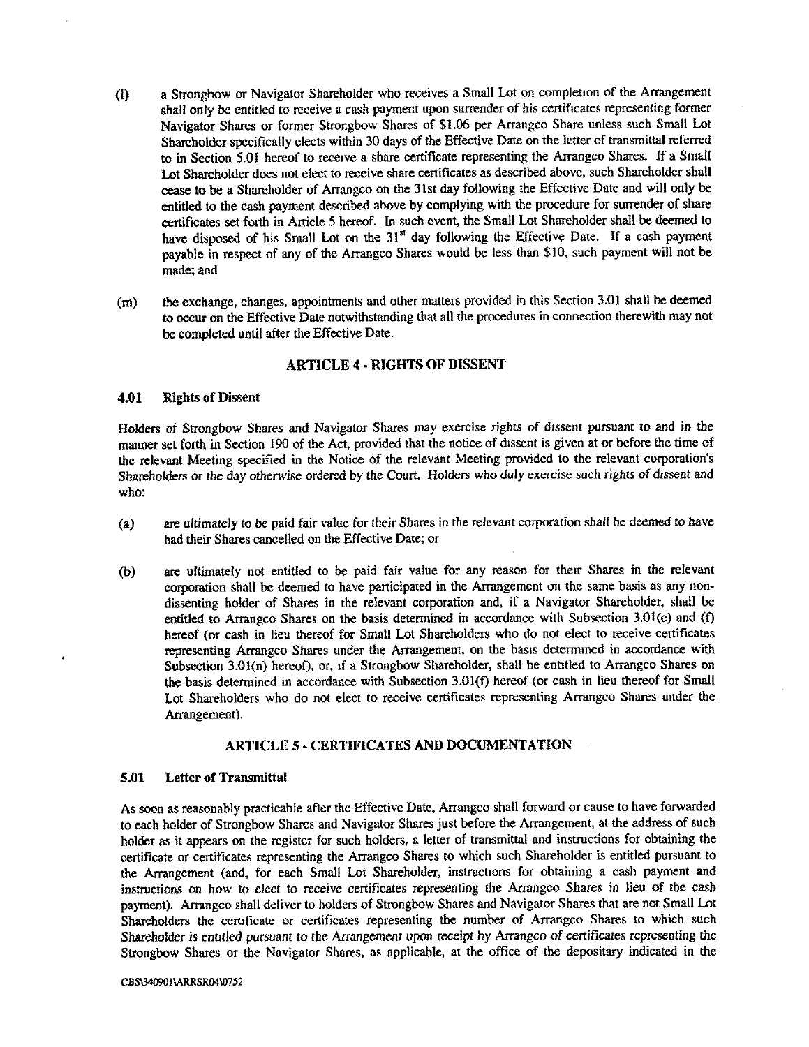(l) a Strongbow or Navigator Shareholder who receives a Small Lot on completion of the Arrangement shall only be entitled to receive a cash payment upon surrender of his certificates representing former Navigator Shares or former Strongbow Shares of $1.06 per Arrangco Share unless such Small Lot Shareholder specifically elects within 30 days of the Effective Date on the letter of transmittal referred to in Section 5.01 hereof to receive a share certificate representing the Arrangco Shares. If a Small Lot Shareholder does not elect to receive share certificates as described above, such Shareholder shall cease to be a Shareholder of Arrangco on the 31st day following the Effective Date and will only be entitled to the cash payment described above by complying with the procedure for surrender of share certificates set forth in Article 5 hereof. In such event, the Small Lot Shareholder shall be deemed to have disposed of his Small Lot on the 31st day following the Effective Date. If a cash payment payable in respect of any of the Arrangco Shares would be less than $10, such payment will not be made; and

(m) the exchange, changes, appointments and other matters provided in this Section 3.01 shall be deemed to occur on the Effective Date notwithstanding that all the procedures in connection therewith may not be completed until after the Effective Date.

## ARTICLE 4 - RIGHTS OF DISSENT

### 4.01 Rights of Dissent

Holders of Strongbow Shares and Navigator Shares may exercise rights of dissent pursuant to and in the manner set forth in Section 190 of the Act, provided that the notice of dissent is given at or before the time of the relevant Meeting specified in the Notice of the relevant Meeting provided to the relevant corporation's Shareholders or the day otherwise ordered by the Court. Holders who duly exercise such rights of dissent and who:

(a) are ultimately to be paid fair value for their Shares in the relevant corporation shall be deemed to have had their Shares cancelled on the Effective Date; or

(b) are ultimately not entitled to be paid fair value for any reason for their Shares in the relevant corporation shall be deemed to have participated in the Arrangement on the same basis as any non-dissenting holder of Shares in the relevant corporation and, if a Navigator Shareholder, shall be entitled to Arrangco Shares on the basis determined in accordance with Subsection 3.01(c) and (f) hereof (or cash in lieu thereof for Small Lot Shareholders who do not elect to receive certificates representing Arrangco Shares under the Arrangement, on the basis determined in accordance with Subsection 3.01(n) hereof), or, if a Strongbow Shareholder, shall be entitled to Arrangco Shares on the basis determined in accordance with Subsection 3.01(f) hereof (or cash in lieu thereof for Small Lot Shareholders who do not elect to receive certificates representing Arrangco Shares under the Arrangement).

## ARTICLE 5 - CERTIFICATES AND DOCUMENTATION

### 5.01 Letter of Transmittal

As soon as reasonably practicable after the Effective Date, Arrangco shall forward or cause to have forwarded to each holder of Strongbow Shares and Navigator Shares just before the Arrangement, at the address of such holder as it appears on the register for such holders, a letter of transmittal and instructions for obtaining the certificate or certificates representing the Arrangco Shares to which such Shareholder is entitled pursuant to the Arrangement (and, for each Small Lot Shareholder, instructions for obtaining a cash payment and instructions on how to elect to receive certificates representing the Arrangco Shares in lieu of the cash payment). Arrangco shall deliver to holders of Strongbow Shares and Navigator Shares that are not Small Lot Shareholders the certificate or certificates representing the number of Arrangco Shares to which such Shareholder is entitled pursuant to the Arrangement upon receipt by Arrangco of certificates representing the Strongbow Shares or the Navigator Shares, as applicable, at the office of the depositary indicated in the

CBS\340901\ARRSR04\0752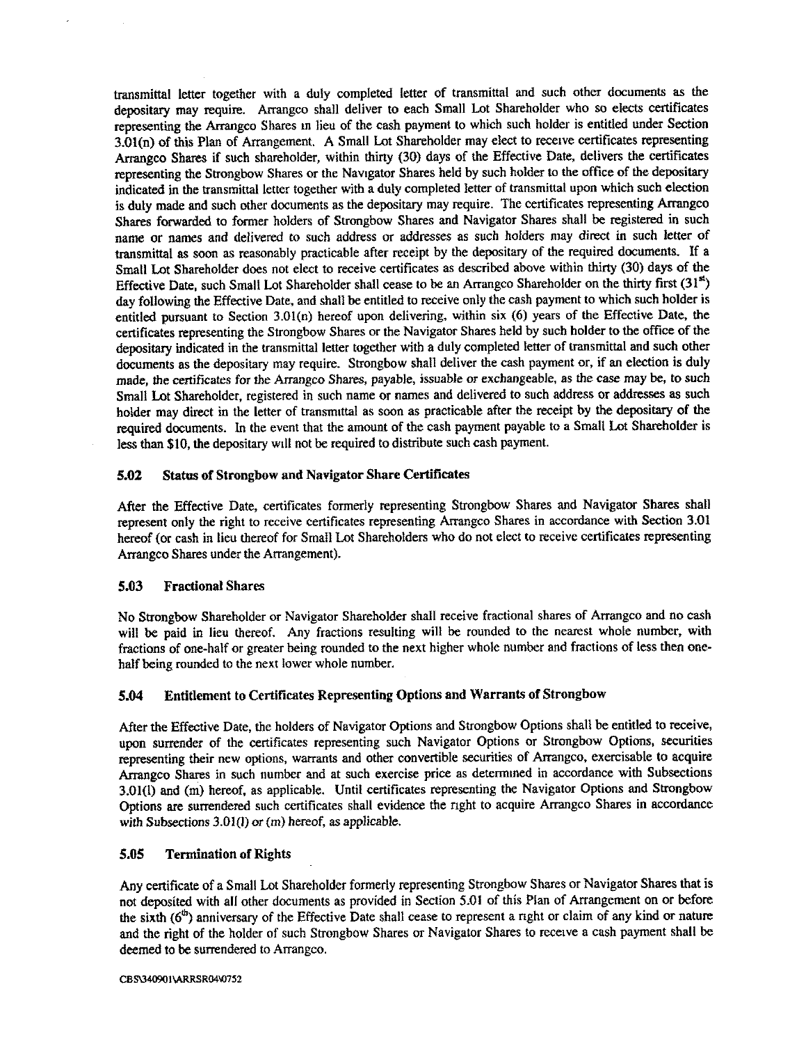transmittal letter together with a duly completed letter of transmittal and such other documents as the depositary may require. Arrangco shall deliver to each Small Lot Shareholder who so elects certificates representing the Arrangco Shares in lieu of the cash payment to which such holder is entitled under Section 3.01(n) of this Plan of Arrangement. A Small Lot Shareholder may elect to receive certificates representing Arrangco Shares if such shareholder, within thirty (30) days of the Effective Date, delivers the certificates representing the Strongbow Shares or the Navigator Shares held by such holder to the office of the depositary indicated in the transmittal letter together with a duly completed letter of transmittal upon which such election is duly made and such other documents as the depositary may require. The certificates representing Arrangco Shares forwarded to former holders of Strongbow Shares and Navigator Shares shall be registered in such name or names and delivered to such address or addresses as such holders may direct in such letter of transmittal as soon as reasonably practicable after receipt by the depositary of the required documents. If a Small Lot Shareholder does not elect to receive certificates as described above within thirty (30) days of the Effective Date, such Small Lot Shareholder shall cease to be an Arrangco Shareholder on the thirty first (31st) day following the Effective Date, and shall be entitled to receive only the cash payment to which such holder is entitled pursuant to Section 3.01(n) hereof upon delivering, within six (6) years of the Effective Date, the certificates representing the Strongbow Shares or the Navigator Shares held by such holder to the office of the depositary indicated in the transmittal letter together with a duly completed letter of transmittal and such other documents as the depositary may require. Strongbow shall deliver the cash payment or, if an election is duly made, the certificates for the Arrangco Shares, payable, issuable or exchangeable, as the case may be, to such Small Lot Shareholder, registered in such name or names and delivered to such address or addresses as such holder may direct in the letter of transmittal as soon as practicable after the receipt by the depositary of the required documents. In the event that the amount of the cash payment payable to a Small Lot Shareholder is less than $10, the depositary will not be required to distribute such cash payment.

### 5.02 Status of Strongbow and Navigator Share Certificates

After the Effective Date, certificates formerly representing Strongbow Shares and Navigator Shares shall represent only the right to receive certificates representing Arrangco Shares in accordance with Section 3.01 hereof (or cash in lieu thereof for Small Lot Shareholders who do not elect to receive certificates representing Arrangco Shares under the Arrangement).

### 5.03 Fractional Shares

No Strongbow Shareholder or Navigator Shareholder shall receive fractional shares of Arrangco and no cash will be paid in lieu thereof. Any fractions resulting will be rounded to the nearest whole number, with fractions of one-half or greater being rounded to the next higher whole number and fractions of less then one-half being rounded to the next lower whole number.

### 5.04 Entitlement to Certificates Representing Options and Warrants of Strongbow

After the Effective Date, the holders of Navigator Options and Strongbow Options shall be entitled to receive, upon surrender of the certificates representing such Navigator Options or Strongbow Options, securities representing their new options, warrants and other convertible securities of Arrangco, exercisable to acquire Arrangco Shares in such number and at such exercise price as determined in accordance with Subsections 3.01(l) and (m) hereof, as applicable. Until certificates representing the Navigator Options and Strongbow Options are surrendered such certificates shall evidence the right to acquire Arrangco Shares in accordance with Subsections 3.01(l) or (m) hereof, as applicable.

### 5.05 Termination of Rights

Any certificate of a Small Lot Shareholder formerly representing Strongbow Shares or Navigator Shares that is not deposited with all other documents as provided in Section 5.01 of this Plan of Arrangement on or before the sixth (6th) anniversary of the Effective Date shall cease to represent a right or claim of any kind or nature and the right of the holder of such Strongbow Shares or Navigator Shares to receive a cash payment shall be deemed to be surrendered to Arrangco.

CBS\340901\ARRSR04\0752